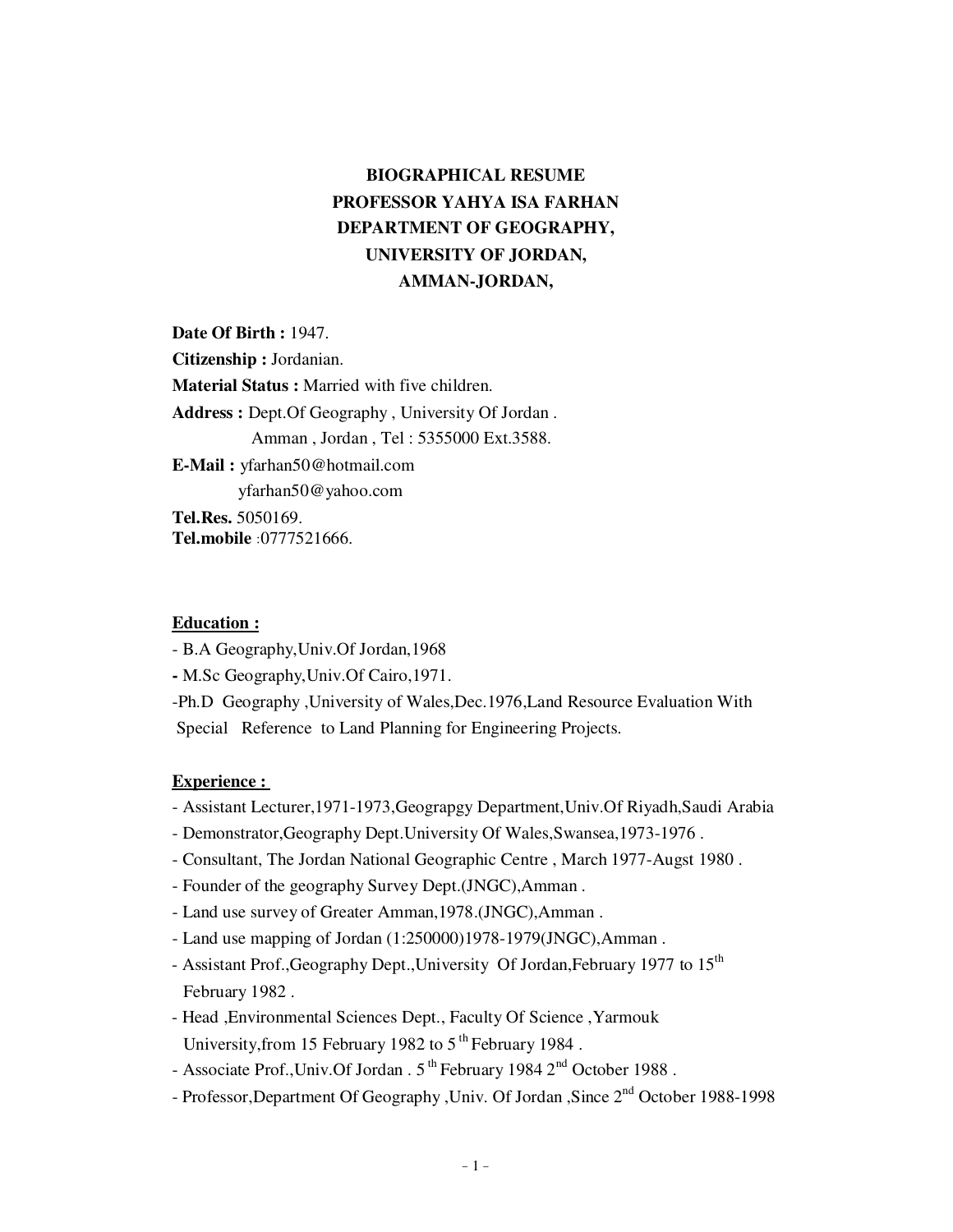**BIOGRAPHICAL RESUME**
**PROFESSOR YAHYA ISA FARHAN**
**DEPARTMENT OF GEOGRAPHY,**
**UNIVERSITY OF JORDAN,**
**AMMAN-JORDAN,**

**Date Of Birth :** 1947.
**Citizenship :** Jordanian.
**Material Status :** Married with five children.
**Address :** Dept.Of Geography , University Of Jordan .
Amman , Jordan , Tel : 5355000 Ext.3588.
**E-Mail :** yfarhan50@hotmail.com
yfarhan50@yahoo.com
**Tel.Res.** 5050169.
**Tel.mobile** :0777521666.

**Education :**

- B.A Geography,Univ.Of Jordan,1968
- M.Sc Geography,Univ.Of Cairo,1971.
- Ph.D Geography ,University of Wales,Dec.1976,Land Resource Evaluation With Special Reference to Land Planning for Engineering Projects.

**Experience :**

- Assistant Lecturer,1971-1973,Geograpgy Department,Univ.Of Riyadh,Saudi Arabia
- Demonstrator,Geography Dept.University Of Wales,Swansea,1973-1976 .
- Consultant, The Jordan National Geographic Centre , March 1977-Augst 1980 .
- Founder of the geography Survey Dept.(JNGC),Amman .
- Land use survey of Greater Amman,1978.(JNGC),Amman .
- Land use mapping of Jordan (1:250000)1978-1979(JNGC),Amman .
- Assistant Prof.,Geography Dept.,University Of Jordan,February 1977 to 15th February 1982 .
- Head ,Environmental Sciences Dept., Faculty Of Science ,Yarmouk University,from 15 February 1982 to 5th February 1984 .
- Associate Prof.,Univ.Of Jordan . 5th February 1984 2nd October 1988 .
- Professor,Department Of Geography ,Univ. Of Jordan ,Since 2nd October 1988-1998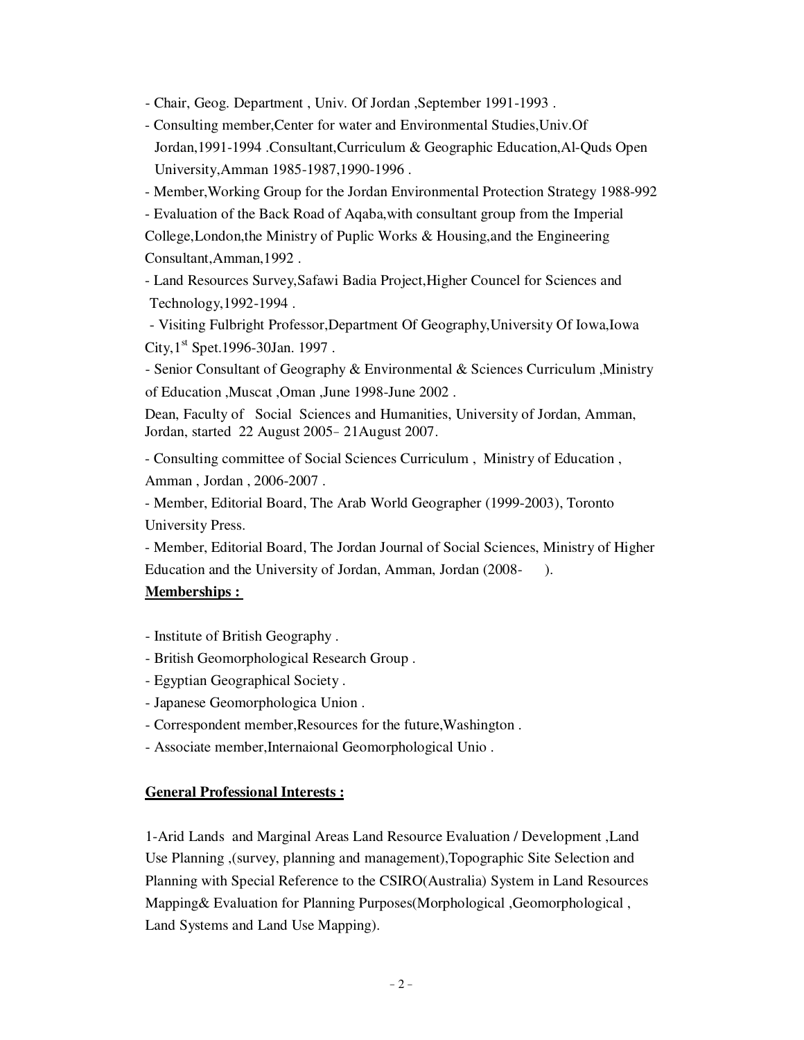- Chair, Geog. Department , Univ. Of Jordan ,September 1991-1993 .
- Consulting member,Center for water and Environmental Studies,Univ.Of Jordan,1991-1994 .Consultant,Curriculum & Geographic Education,Al-Quds Open University,Amman 1985-1987,1990-1996 .
- Member,Working Group for the Jordan Environmental Protection Strategy 1988-992
- Evaluation of the Back Road of Aqaba,with consultant group from the Imperial College,London,the Ministry of Puplic Works & Housing,and the Engineering Consultant,Amman,1992 .
- Land Resources Survey,Safawi Badia Project,Higher Councel for Sciences and Technology,1992-1994 .
- Visiting Fulbright Professor,Department Of Geography,University Of Iowa,Iowa City,1st Spet.1996-30Jan. 1997 .
- Senior Consultant of Geography & Environmental & Sciences Curriculum ,Ministry of Education ,Muscat ,Oman ,June 1998-June 2002 .

Dean, Faculty of Social Sciences and Humanities, University of Jordan, Amman, Jordan, started 22 August 2005– 21August 2007.

- Consulting committee of Social Sciences Curriculum , Ministry of Education , Amman , Jordan , 2006-2007 .
- Member, Editorial Board, The Arab World Geographer (1999-2003), Toronto University Press.
- Member, Editorial Board, The Jordan Journal of Social Sciences, Ministry of Higher Education and the University of Jordan, Amman, Jordan (2008- ).

**Memberships :**

- Institute of British Geography .
- British Geomorphological Research Group .
- Egyptian Geographical Society .
- Japanese Geomorphologica Union .
- Correspondent member,Resources for the future,Washington .
- Associate member,Internaional Geomorphological Unio .

**General Professional Interests :**

1-Arid Lands and Marginal Areas Land Resource Evaluation / Development ,Land Use Planning ,(survey, planning and management),Topographic Site Selection and Planning with Special Reference to the CSIRO(Australia) System in Land Resources Mapping& Evaluation for Planning Purposes(Morphological ,Geomorphological , Land Systems and Land Use Mapping).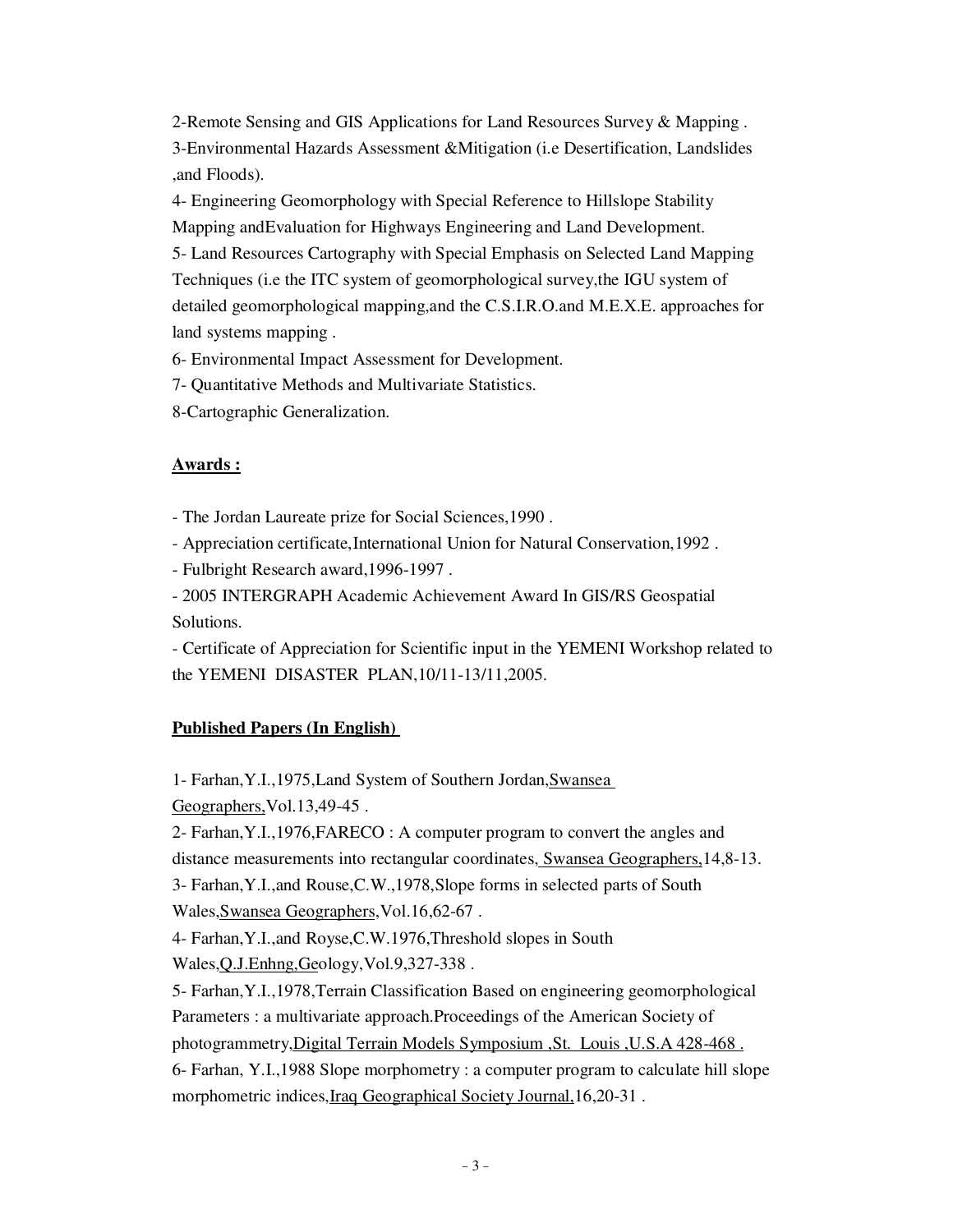2-Remote Sensing and GIS Applications for Land Resources Survey & Mapping .
3-Environmental Hazards Assessment &Mitigation (i.e Desertification, Landslides ,and Floods).
4- Engineering Geomorphology with Special Reference to Hillslope Stability Mapping andEvaluation for Highways Engineering and Land Development.
5- Land Resources Cartography with Special Emphasis on Selected Land Mapping Techniques (i.e the ITC system of geomorphological survey,the IGU system of detailed geomorphological mapping,and the C.S.I.R.O.and M.E.X.E. approaches for land systems mapping .
6- Environmental Impact Assessment for Development.
7- Quantitative Methods and Multivariate Statistics.
8-Cartographic Generalization.

**Awards :**

- The Jordan Laureate prize for Social Sciences,1990 .
- Appreciation certificate,International Union for Natural Conservation,1992 .
- Fulbright Research award,1996-1997 .
- 2005 INTERGRAPH Academic Achievement Award In GIS/RS Geospatial Solutions.
- Certificate of Appreciation for Scientific input in the YEMENI Workshop related to the YEMENI DISASTER PLAN,10/11-13/11,2005.

**Published Papers (In English)**

1- Farhan,Y.I.,1975,Land System of Southern Jordan,Swansea Geographers,Vol.13,49-45 .
2- Farhan,Y.I.,1976,FARECO : A computer program to convert the angles and distance measurements into rectangular coordinates, Swansea Geographers,14,8-13.
3- Farhan,Y.I.,and Rouse,C.W.,1978,Slope forms in selected parts of South Wales,Swansea Geographers,Vol.16,62-67 .
4- Farhan,Y.I.,and Royse,C.W.1976,Threshold slopes in South Wales,Q.J.Enhng,Geology,Vol.9,327-338 .
5- Farhan,Y.I.,1978,Terrain Classification Based on engineering geomorphological Parameters : a multivariate approach.Proceedings of the American Society of photogrammetry,Digital Terrain Models Symposium ,St. Louis ,U.S.A 428-468 .
6- Farhan, Y.I.,1988 Slope morphometry : a computer program to calculate hill slope morphometric indices,Iraq Geographical Society Journal,16,20-31 .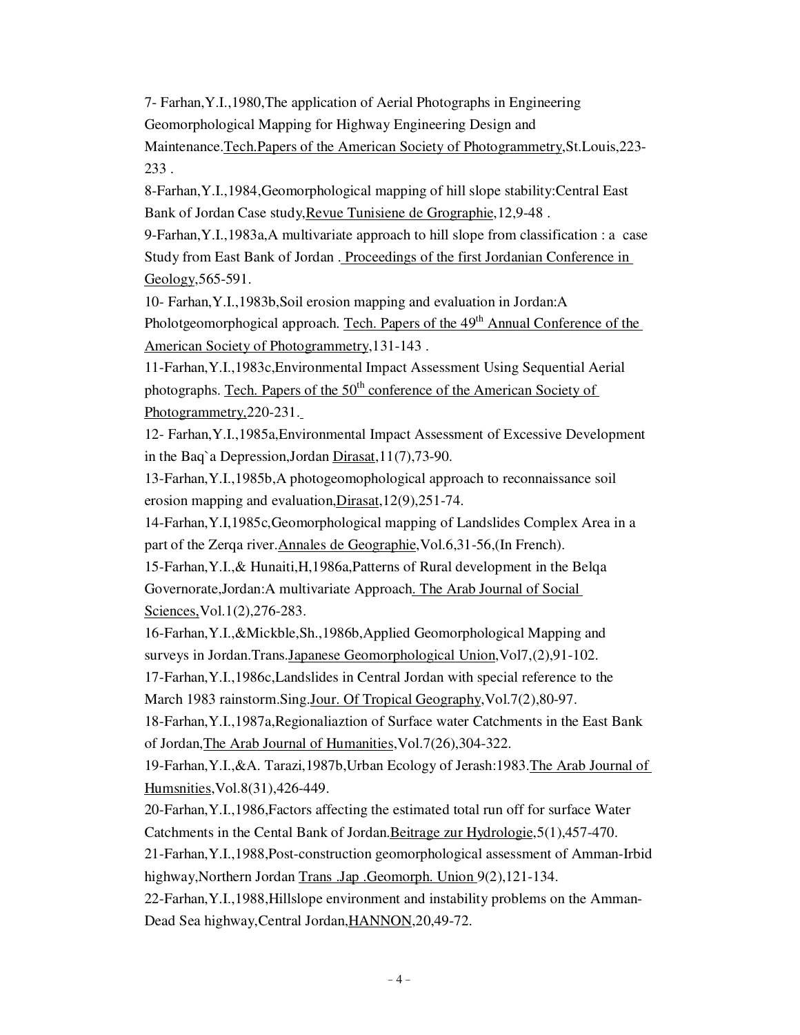7- Farhan,Y.I.,1980,The application of Aerial Photographs in Engineering Geomorphological Mapping for Highway Engineering Design and Maintenance.Tech.Papers of the American Society of Photogrammetry,St.Louis,223-233 .

8-Farhan,Y.I.,1984,Geomorphological mapping of hill slope stability:Central East Bank of Jordan Case study,Revue Tunisiene de Grographie,12,9-48 .

9-Farhan,Y.I.,1983a,A multivariate approach to hill slope from classification : a case Study from East Bank of Jordan . Proceedings of the first Jordanian Conference in Geology,565-591.

10- Farhan,Y.I.,1983b,Soil erosion mapping and evaluation in Jordan:A Pholotgeomorphogical approach. Tech. Papers of the 49th Annual Conference of the American Society of Photogrammetry,131-143 .

11-Farhan,Y.I.,1983c,Environmental Impact Assessment Using Sequential Aerial photographs. Tech. Papers of the 50th conference of the American Society of Photogrammetry,220-231.

12- Farhan,Y.I.,1985a,Environmental Impact Assessment of Excessive Development in the Baq`a Depression,Jordan Dirasat,11(7),73-90.

13-Farhan,Y.I.,1985b,A photogeomophological approach to reconnaissance soil erosion mapping and evaluation,Dirasat,12(9),251-74.

14-Farhan,Y.I,1985c,Geomorphological mapping of Landslides Complex Area in a part of the Zerqa river.Annales de Geographie,Vol.6,31-56,(In French).

15-Farhan,Y.I.,& Hunaiti,H,1986a,Patterns of Rural development in the Belqa Governorate,Jordan:A multivariate Approach. The Arab Journal of Social Sciences,Vol.1(2),276-283.

16-Farhan,Y.I.,&Mickble,Sh.,1986b,Applied Geomorphological Mapping and surveys in Jordan.Trans.Japanese Geomorphological Union,Vol7,(2),91-102.

17-Farhan,Y.I.,1986c,Landslides in Central Jordan with special reference to the March 1983 rainstorm.Sing.Jour. Of Tropical Geography,Vol.7(2),80-97.

18-Farhan,Y.I.,1987a,Regionaliaztion of Surface water Catchments in the East Bank of Jordan,The Arab Journal of Humanities,Vol.7(26),304-322.

19-Farhan,Y.I.,&A. Tarazi,1987b,Urban Ecology of Jerash:1983.The Arab Journal of Humsnities,Vol.8(31),426-449.

20-Farhan,Y.I.,1986,Factors affecting the estimated total run off for surface Water Catchments in the Cental Bank of Jordan.Beitrage zur Hydrologie,5(1),457-470.

21-Farhan,Y.I.,1988,Post-construction geomorphological assessment of Amman-Irbid highway,Northern Jordan Trans .Jap .Geomorph. Union 9(2),121-134.

22-Farhan,Y.I.,1988,Hillslope environment and instability problems on the Amman-Dead Sea highway,Central Jordan,HANNON,20,49-72.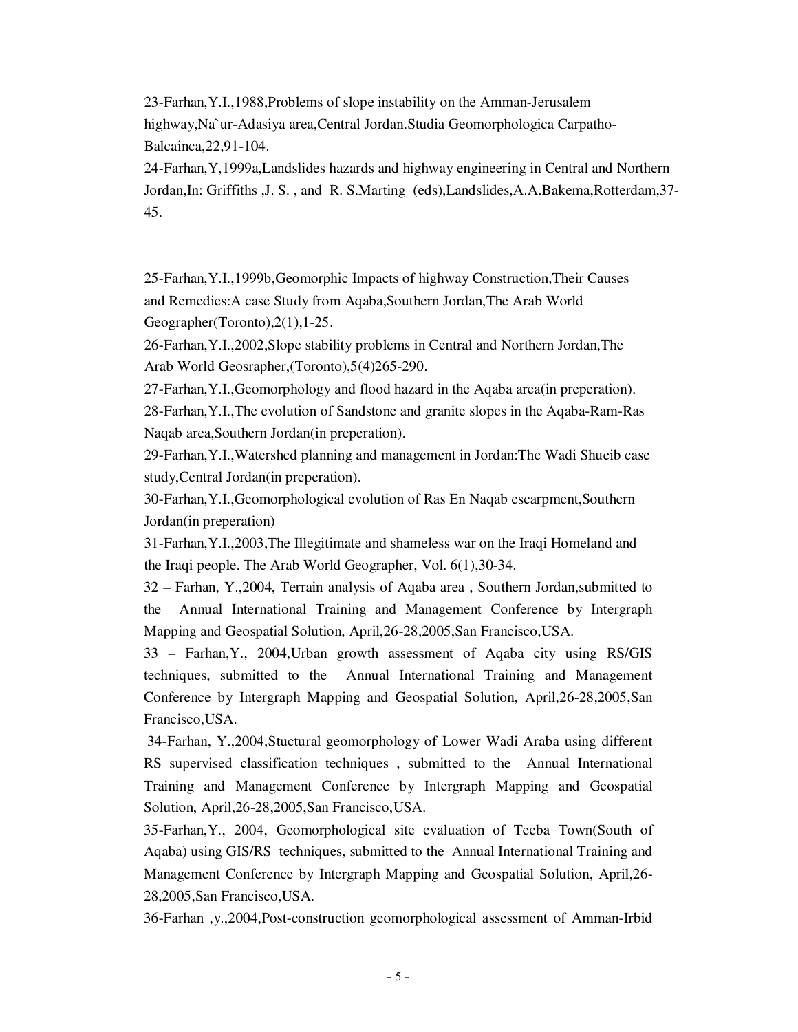23-Farhan,Y.I.,1988,Problems of slope instability on the Amman-Jerusalem highway,Na`ur-Adasiya area,Central Jordan.<u>Studia Geomorphologica Carpatho-Balcainca</u>,22,91-104.

24-Farhan,Y,1999a,Landslides hazards and highway engineering in Central and Northern Jordan,In: Griffiths ,J. S. , and R. S.Marting (eds),Landslides,A.A.Bakema,Rotterdam,37-45.

25-Farhan,Y.I.,1999b,Geomorphic Impacts of highway Construction,Their Causes and Remedies:A case Study from Aqaba,Southern Jordan,The Arab World Geographer(Toronto),2(1),1-25.

26-Farhan,Y.I.,2002,Slope stability problems in Central and Northern Jordan,The Arab World Geosrapher,(Toronto),5(4)265-290.

27-Farhan,Y.I.,Geomorphology and flood hazard in the Aqaba area(in preperation).

28-Farhan,Y.I.,The evolution of Sandstone and granite slopes in the Aqaba-Ram-Ras Naqab area,Southern Jordan(in preperation).

29-Farhan,Y.I.,Watershed planning and management in Jordan:The Wadi Shueib case study,Central Jordan(in preperation).

30-Farhan,Y.I.,Geomorphological evolution of Ras En Naqab escarpment,Southern Jordan(in preperation)

31-Farhan,Y.I.,2003,The Illegitimate and shameless war on the Iraqi Homeland and the Iraqi people. The Arab World Geographer, Vol. 6(1),30-34.

32 – Farhan, Y.,2004, Terrain analysis of Aqaba area , Southern Jordan,submitted to the Annual International Training and Management Conference by Intergraph Mapping and Geospatial Solution, April,26-28,2005,San Francisco,USA.

33 – Farhan,Y., 2004,Urban growth assessment of Aqaba city using RS/GIS techniques, submitted to the Annual International Training and Management Conference by Intergraph Mapping and Geospatial Solution, April,26-28,2005,San Francisco,USA.

34-Farhan, Y.,2004,Stuctural geomorphology of Lower Wadi Araba using different RS supervised classification techniques , submitted to the Annual International Training and Management Conference by Intergraph Mapping and Geospatial Solution, April,26-28,2005,San Francisco,USA.

35-Farhan,Y., 2004, Geomorphological site evaluation of Teeba Town(South of Aqaba) using GIS/RS techniques, submitted to the Annual International Training and Management Conference by Intergraph Mapping and Geospatial Solution, April,26-28,2005,San Francisco,USA.

36-Farhan ,y.,2004,Post-construction geomorphological assessment of Amman-Irbid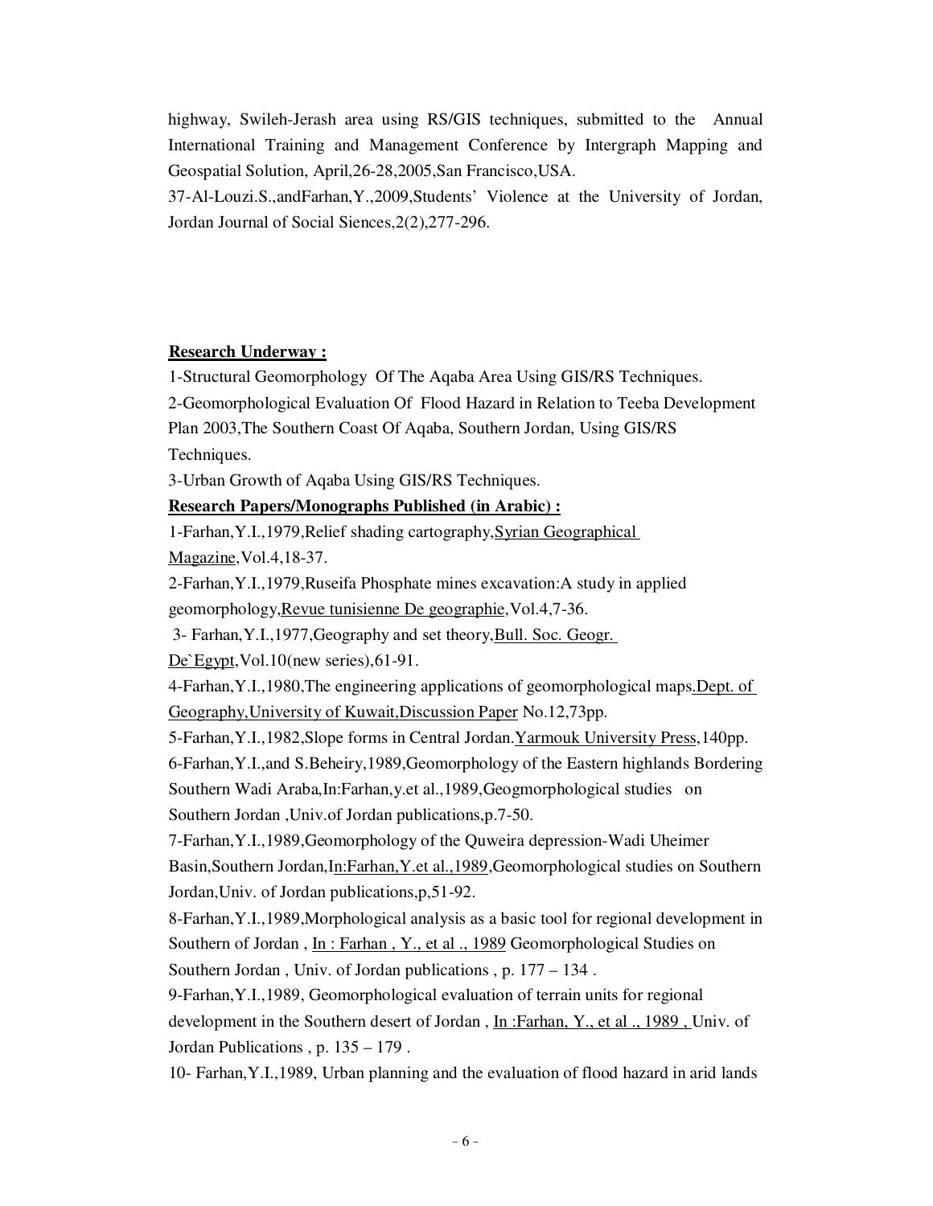highway, Swileh-Jerash area using RS/GIS techniques, submitted to the Annual International Training and Management Conference by Intergraph Mapping and Geospatial Solution, April,26-28,2005,San Francisco,USA.

37-Al-Louzi.S.,andFarhan,Y.,2009,Students' Violence at the University of Jordan, Jordan Journal of Social Siences,2(2),277-296.

**Research Underway :**

1-Structural Geomorphology Of The Aqaba Area Using GIS/RS Techniques.

2-Geomorphological Evaluation Of Flood Hazard in Relation to Teeba Development Plan 2003,The Southern Coast Of Aqaba, Southern Jordan, Using GIS/RS Techniques.

3-Urban Growth of Aqaba Using GIS/RS Techniques.

**Research Papers/Monographs Published (in Arabic) :**

1-Farhan,Y.I.,1979,Relief shading cartography,Syrian Geographical Magazine,Vol.4,18-37.

2-Farhan,Y.I.,1979,Ruseifa Phosphate mines excavation:A study in applied geomorphology,Revue tunisienne De geographie,Vol.4,7-36.

3- Farhan,Y.I.,1977,Geography and set theory,Bull. Soc. Geogr. De`Egypt,Vol.10(new series),61-91.

4-Farhan,Y.I.,1980,The engineering applications of geomorphological maps.Dept. of Geography,University of Kuwait,Discussion Paper No.12,73pp.

5-Farhan,Y.I.,1982,Slope forms in Central Jordan.Yarmouk University Press,140pp.

6-Farhan,Y.I.,and S.Beheiry,1989,Geomorphology of the Eastern highlands Bordering Southern Wadi Araba,In:Farhan,y.et al.,1989,Geogmorphological studies on Southern Jordan ,Univ.of Jordan publications,p.7-50.

7-Farhan,Y.I.,1989,Geomorphology of the Quweira depression-Wadi Uheimer Basin,Southern Jordan,In:Farhan,Y.et al.,1989,Geomorphological studies on Southern Jordan,Univ. of Jordan publications,p,51-92.

8-Farhan,Y.I.,1989,Morphological analysis as a basic tool for regional development in Southern of Jordan , In : Farhan , Y., et al ., 1989 Geomorphological Studies on Southern Jordan , Univ. of Jordan publications , p. 177 – 134 .

9-Farhan,Y.I.,1989, Geomorphological evaluation of terrain units for regional development in the Southern desert of Jordan , In :Farhan, Y., et al ., 1989 , Univ. of Jordan Publications , p. 135 – 179 .

10- Farhan,Y.I.,1989, Urban planning and the evaluation of flood hazard in arid lands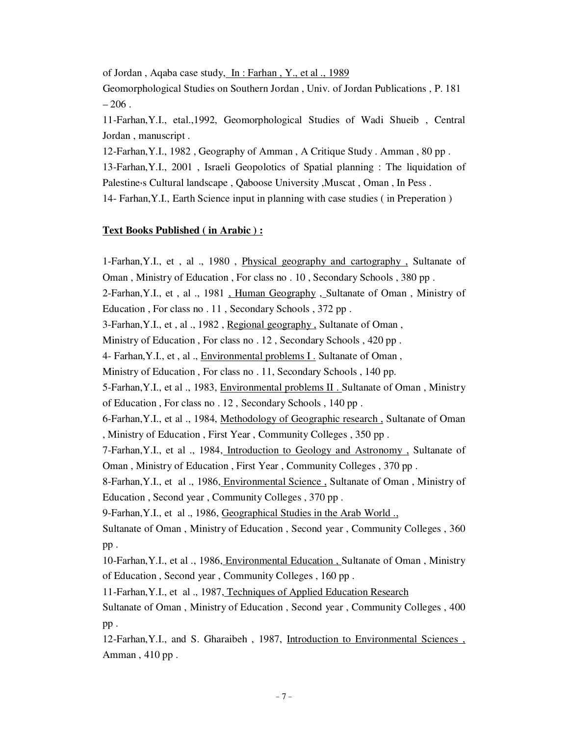of Jordan , Aqaba case study, In : Farhan , Y., et al ., 1989 Geomorphological Studies on Southern Jordan , Univ. of Jordan Publications , P. 181 – 206 .

11-Farhan,Y.I., etal.,1992, Geomorphological Studies of Wadi Shueib , Central Jordan , manuscript .

12-Farhan,Y.I., 1982 , Geography of Amman , A Critique Study . Amman , 80 pp .

13-Farhan,Y.I., 2001 , Israeli Geopolotics of Spatial planning : The liquidation of Palestine،s Cultural landscape , Qaboose University ,Muscat , Oman , In Pess .

14- Farhan,Y.I., Earth Science input in planning with case studies ( in Preperation )

**Text Books Published ( in Arabic ) :**

1-Farhan,Y.I., et , al ., 1980 , Physical geography and cartography , Sultanate of Oman , Ministry of Education , For class no . 10 , Secondary Schools , 380 pp .

2-Farhan,Y.I., et , al ., 1981 , Human Geography , Sultanate of Oman , Ministry of Education , For class no . 11 , Secondary Schools , 372 pp .

3-Farhan,Y.I., et , al ., 1982 , Regional geography , Sultanate of Oman , Ministry of Education , For class no . 12 , Secondary Schools , 420 pp .

4- Farhan,Y.I., et , al ., Environmental problems I . Sultanate of Oman , Ministry of Education , For class no . 11, Secondary Schools , 140 pp.

5-Farhan,Y.I., et al ., 1983, Environmental problems II . Sultanate of Oman , Ministry of Education , For class no . 12 , Secondary Schools , 140 pp .

6-Farhan,Y.I., et al ., 1984, Methodology of Geographic research , Sultanate of Oman , Ministry of Education , First Year , Community Colleges , 350 pp .

7-Farhan,Y.I., et al ., 1984, Introduction to Geology and Astronomy , Sultanate of Oman , Ministry of Education , First Year , Community Colleges , 370 pp .

8-Farhan,Y.I., et al ., 1986, Environmental Science , Sultanate of Oman , Ministry of Education , Second year , Community Colleges , 370 pp .

9-Farhan,Y.I., et al ., 1986, Geographical Studies in the Arab World ., Sultanate of Oman , Ministry of Education , Second year , Community Colleges , 360 pp .

10-Farhan,Y.I., et al ., 1986, Environmental Education , Sultanate of Oman , Ministry of Education , Second year , Community Colleges , 160 pp .

11-Farhan,Y.I., et al ., 1987, Techniques of Applied Education Research Sultanate of Oman , Ministry of Education , Second year , Community Colleges , 400 pp .

12-Farhan,Y.I., and S. Gharaibeh , 1987, Introduction to Environmental Sciences , Amman , 410 pp .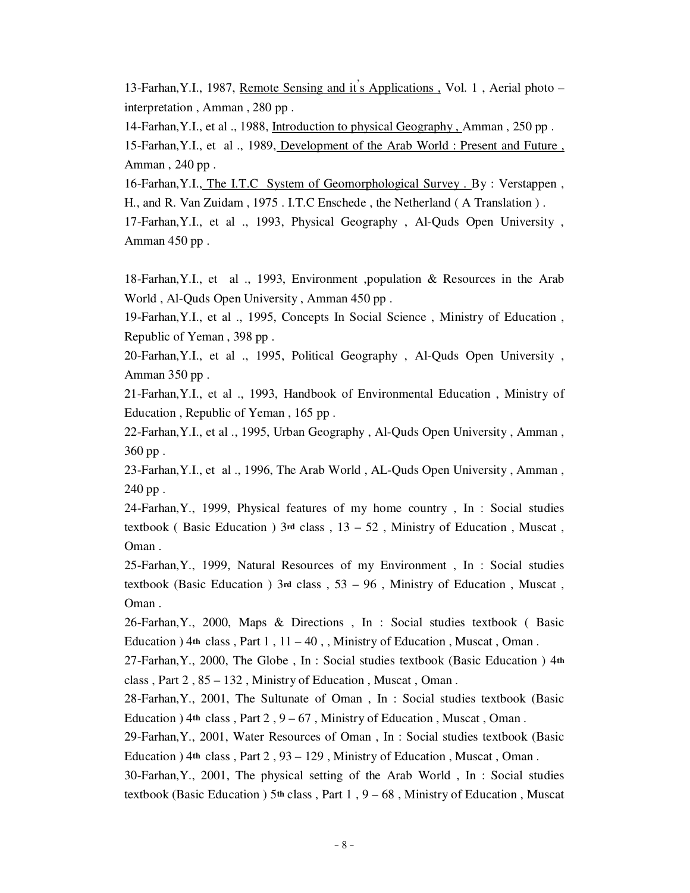13-Farhan,Y.I., 1987, <u>Remote Sensing and it's Applications ,</u> Vol. 1 , Aerial photo – interpretation , Amman , 280 pp .

14-Farhan,Y.I., et al ., 1988, <u>Introduction to physical Geography ,</u> Amman , 250 pp .

15-Farhan,Y.I., et al ., 1989, <u>Development of the Arab World : Present and Future ,</u> Amman , 240 pp .

16-Farhan,Y.I., <u>The I.T.C System of Geomorphological Survey .</u> By : Verstappen , H., and R. Van Zuidam , 1975 . I.T.C Enschede , the Netherland ( A Translation ) .

17-Farhan,Y.I., et al ., 1993, Physical Geography , Al-Quds Open University , Amman 450 pp .

18-Farhan,Y.I., et al ., 1993, Environment ,population & Resources in the Arab World , Al-Quds Open University , Amman 450 pp .

19-Farhan,Y.I., et al ., 1995, Concepts In Social Science , Ministry of Education , Republic of Yeman , 398 pp .

20-Farhan,Y.I., et al ., 1995, Political Geography , Al-Quds Open University , Amman 350 pp .

21-Farhan,Y.I., et al ., 1993, Handbook of Environmental Education , Ministry of Education , Republic of Yeman , 165 pp .

22-Farhan,Y.I., et al ., 1995, Urban Geography , Al-Quds Open University , Amman , 360 pp .

23-Farhan,Y.I., et al ., 1996, The Arab World , AL-Quds Open University , Amman , 240 pp .

24-Farhan,Y., 1999, Physical features of my home country , In : Social studies textbook ( Basic Education ) 3rd class , 13 – 52 , Ministry of Education , Muscat , Oman .

25-Farhan,Y., 1999, Natural Resources of my Environment , In : Social studies textbook (Basic Education ) 3rd class , 53 – 96 , Ministry of Education , Muscat , Oman .

26-Farhan,Y., 2000, Maps & Directions , In : Social studies textbook ( Basic Education ) 4th class , Part 1 , 11 – 40 , , Ministry of Education , Muscat , Oman .

27-Farhan,Y., 2000, The Globe , In : Social studies textbook (Basic Education ) 4th class , Part 2 , 85 – 132 , Ministry of Education , Muscat , Oman .

28-Farhan,Y., 2001, The Sultunate of Oman , In : Social studies textbook (Basic Education ) 4th class , Part 2 , 9 – 67 , Ministry of Education , Muscat , Oman .

29-Farhan,Y., 2001, Water Resources of Oman , In : Social studies textbook (Basic Education ) 4th class , Part 2 , 93 – 129 , Ministry of Education , Muscat , Oman .

30-Farhan,Y., 2001, The physical setting of the Arab World , In : Social studies textbook (Basic Education ) 5th class , Part 1 , 9 – 68 , Ministry of Education , Muscat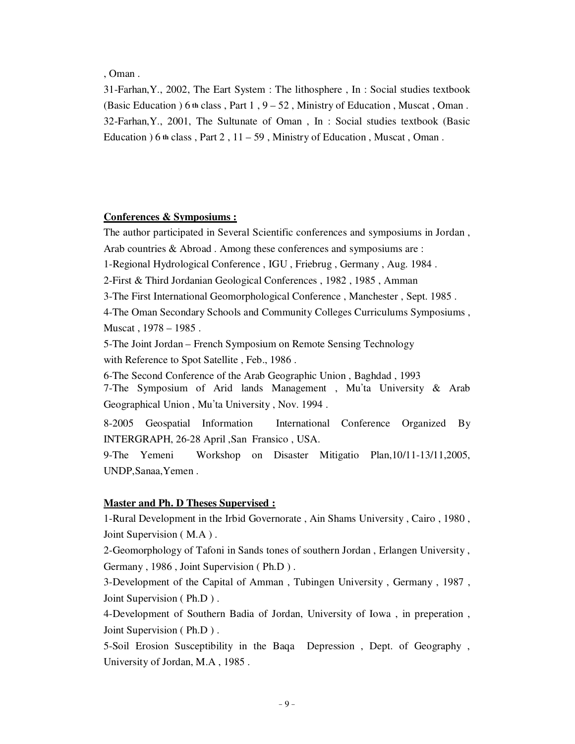, Oman .

31-Farhan,Y., 2002, The Eart System : The lithosphere , In : Social studies textbook (Basic Education ) 6 th class , Part 1 , 9 – 52 , Ministry of Education , Muscat , Oman .

32-Farhan,Y., 2001, The Sultunate of Oman , In : Social studies textbook (Basic Education ) 6 th class , Part 2 , 11 – 59 , Ministry of Education , Muscat , Oman .

**Conferences & Symposiums :**

The author participated in Several Scientific conferences and symposiums in Jordan , Arab countries & Abroad . Among these conferences and symposiums are :

1-Regional Hydrological Conference , IGU , Friebrug , Germany , Aug. 1984 .

2-First & Third Jordanian Geological Conferences , 1982 , 1985 , Amman

3-The First International Geomorphological Conference , Manchester , Sept. 1985 .

4-The Oman Secondary Schools and Community Colleges Curriculums Symposiums , Muscat , 1978 – 1985 .

5-The Joint Jordan – French Symposium on Remote Sensing Technology with Reference to Spot Satellite , Feb., 1986 .

6-The Second Conference of the Arab Geographic Union , Baghdad , 1993

7-The Symposium of Arid lands Management , Mu'ta University & Arab Geographical Union , Mu'ta University , Nov. 1994 .

8-2005 Geospatial Information International Conference Organized By INTERGRAPH, 26-28 April ,San Fransico , USA.

9-The Yemeni Workshop on Disaster Mitigatio Plan,10/11-13/11,2005, UNDP,Sanaa,Yemen .

**Master and Ph. D Theses Supervised :**

1-Rural Development in the Irbid Governorate , Ain Shams University , Cairo , 1980 , Joint Supervision ( M.A ) .

2-Geomorphology of Tafoni in Sands tones of southern Jordan , Erlangen University , Germany , 1986 , Joint Supervision ( Ph.D ) .

3-Development of the Capital of Amman , Tubingen University , Germany , 1987 , Joint Supervision ( Ph.D ) .

4-Development of Southern Badia of Jordan, University of Iowa , in preperation , Joint Supervision ( Ph.D ) .

5-Soil Erosion Susceptibility in the Baqa Depression , Dept. of Geography , University of Jordan, M.A , 1985 .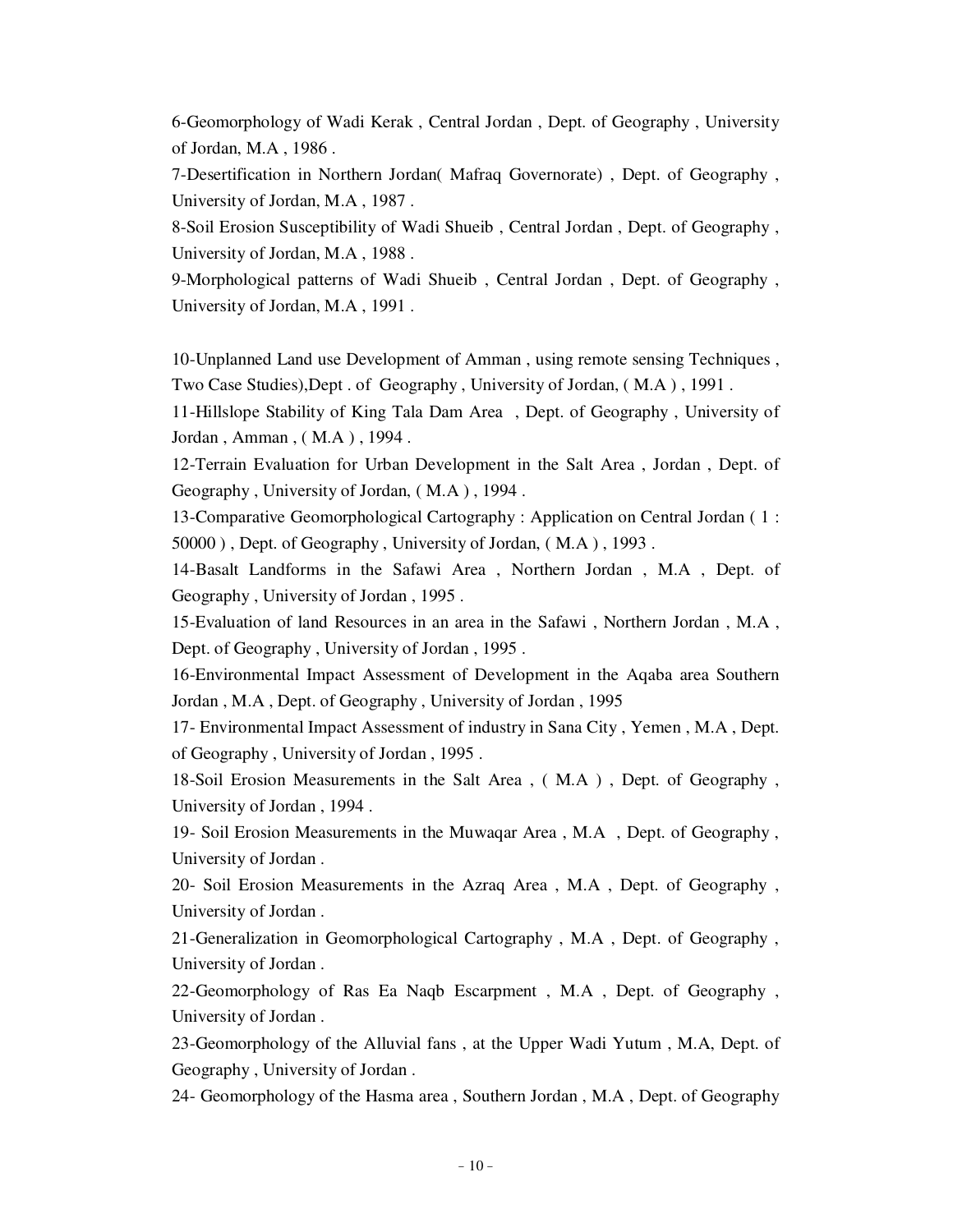6-Geomorphology of Wadi Kerak , Central Jordan , Dept. of Geography , University of Jordan, M.A , 1986 .

7-Desertification in Northern Jordan( Mafraq Governorate) , Dept. of Geography , University of Jordan, M.A , 1987 .

8-Soil Erosion Susceptibility of Wadi Shueib , Central Jordan , Dept. of Geography , University of Jordan, M.A , 1988 .

9-Morphological patterns of Wadi Shueib , Central Jordan , Dept. of Geography , University of Jordan, M.A , 1991 .

10-Unplanned Land use Development of Amman , using remote sensing Techniques , Two Case Studies),Dept . of Geography , University of Jordan, ( M.A ) , 1991 .

11-Hillslope Stability of King Tala Dam Area , Dept. of Geography , University of Jordan , Amman , ( M.A ) , 1994 .

12-Terrain Evaluation for Urban Development in the Salt Area , Jordan , Dept. of Geography , University of Jordan, ( M.A ) , 1994 .

13-Comparative Geomorphological Cartography : Application on Central Jordan ( 1 : 50000 ) , Dept. of Geography , University of Jordan, ( M.A ) , 1993 .

14-Basalt Landforms in the Safawi Area , Northern Jordan , M.A , Dept. of Geography , University of Jordan , 1995 .

15-Evaluation of land Resources in an area in the Safawi , Northern Jordan , M.A , Dept. of Geography , University of Jordan , 1995 .

16-Environmental Impact Assessment of Development in the Aqaba area Southern Jordan , M.A , Dept. of Geography , University of Jordan , 1995

17- Environmental Impact Assessment of industry in Sana City , Yemen , M.A , Dept. of Geography , University of Jordan , 1995 .

18-Soil Erosion Measurements in the Salt Area , ( M.A ) , Dept. of Geography , University of Jordan , 1994 .

19- Soil Erosion Measurements in the Muwaqar Area , M.A , Dept. of Geography , University of Jordan .

20- Soil Erosion Measurements in the Azraq Area , M.A , Dept. of Geography , University of Jordan .

21-Generalization in Geomorphological Cartography , M.A , Dept. of Geography , University of Jordan .

22-Geomorphology of Ras Ea Naqb Escarpment , M.A , Dept. of Geography , University of Jordan .

23-Geomorphology of the Alluvial fans , at the Upper Wadi Yutum , M.A, Dept. of Geography , University of Jordan .

24- Geomorphology of the Hasma area , Southern Jordan , M.A , Dept. of Geography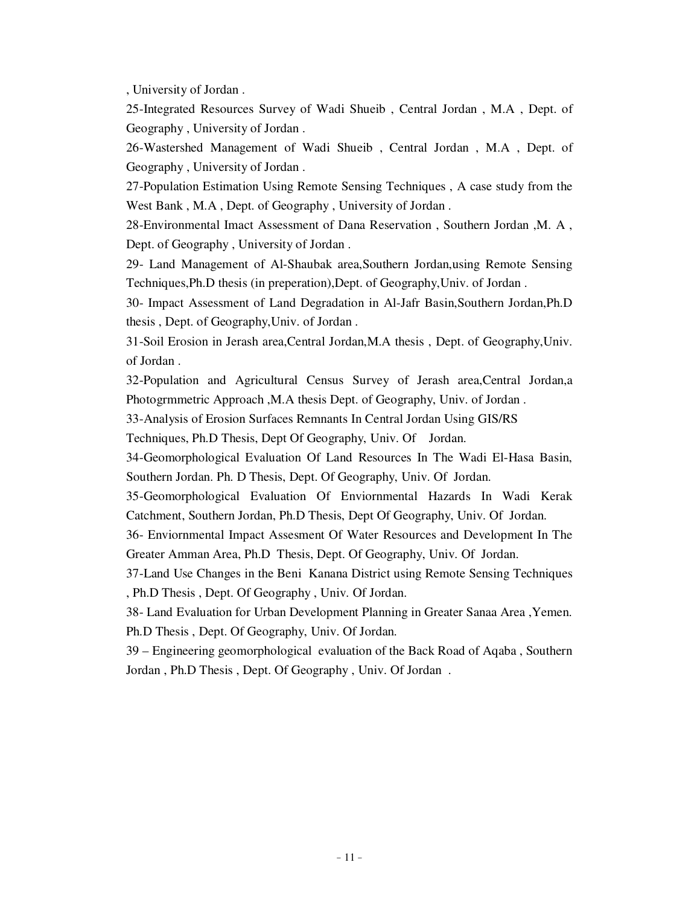, University of Jordan .

25-Integrated Resources Survey of Wadi Shueib , Central Jordan , M.A , Dept. of Geography , University of Jordan .

26-Wastershed Management of Wadi Shueib , Central Jordan , M.A , Dept. of Geography , University of Jordan .

27-Population Estimation Using Remote Sensing Techniques , A case study from the West Bank , M.A , Dept. of Geography , University of Jordan .

28-Environmental Imact Assessment of Dana Reservation , Southern Jordan ,M. A , Dept. of Geography , University of Jordan .

29- Land Management of Al-Shaubak area,Southern Jordan,using Remote Sensing Techniques,Ph.D thesis (in preperation),Dept. of Geography,Univ. of Jordan .

30- Impact Assessment of Land Degradation in Al-Jafr Basin,Southern Jordan,Ph.D thesis , Dept. of Geography,Univ. of Jordan .

31-Soil Erosion in Jerash area,Central Jordan,M.A thesis , Dept. of Geography,Univ. of Jordan .

32-Population and Agricultural Census Survey of Jerash area,Central Jordan,a Photogrmmetric Approach ,M.A thesis Dept. of Geography, Univ. of Jordan .

33-Analysis of Erosion Surfaces Remnants In Central Jordan Using GIS/RS Techniques, Ph.D Thesis, Dept Of Geography, Univ. Of Jordan.

34-Geomorphological Evaluation Of Land Resources In The Wadi El-Hasa Basin, Southern Jordan. Ph. D Thesis, Dept. Of Geography, Univ. Of Jordan.

35-Geomorphological Evaluation Of Enviornmental Hazards In Wadi Kerak Catchment, Southern Jordan, Ph.D Thesis, Dept Of Geography, Univ. Of Jordan.

36- Enviornmental Impact Assesment Of Water Resources and Development In The Greater Amman Area, Ph.D Thesis, Dept. Of Geography, Univ. Of Jordan.

37-Land Use Changes in the Beni Kanana District using Remote Sensing Techniques , Ph.D Thesis , Dept. Of Geography , Univ. Of Jordan.

38- Land Evaluation for Urban Development Planning in Greater Sanaa Area ,Yemen. Ph.D Thesis , Dept. Of Geography, Univ. Of Jordan.

39 – Engineering geomorphological evaluation of the Back Road of Aqaba , Southern Jordan , Ph.D Thesis , Dept. Of Geography , Univ. Of Jordan .